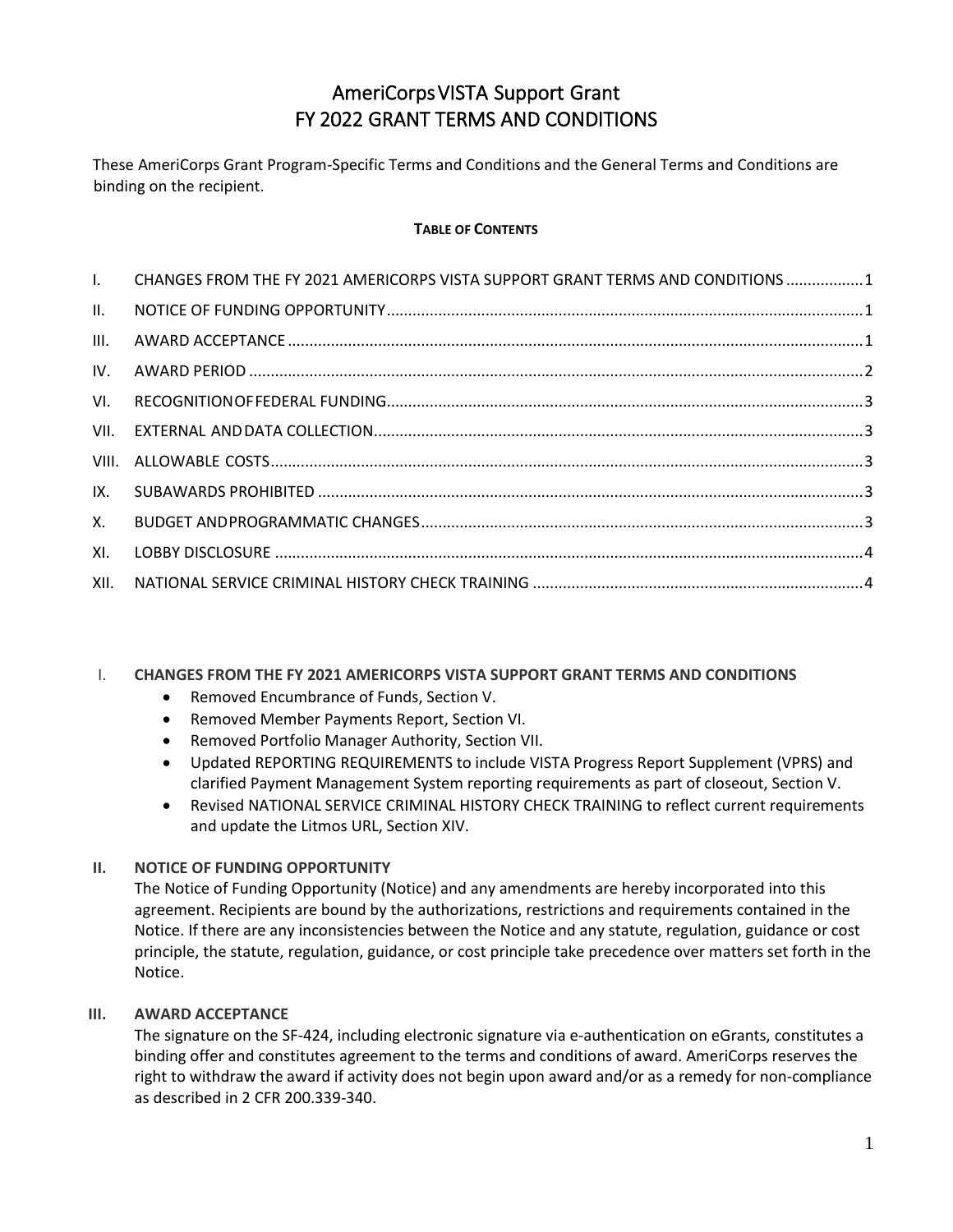# AmeriCorps VISTA Support Grant
# FY 2022 GRANT TERMS AND CONDITIONS

These AmeriCorps Grant Program-Specific Terms and Conditions and the General Terms and Conditions are binding on the recipient.

**TABLE OF CONTENTS**

| | | |
|---|---|---|
| I. | CHANGES FROM THE FY 2021 AMERICORPS VISTA SUPPORT GRANT TERMS AND CONDITIONS | 1 |
| II. | NOTICE OF FUNDING OPPORTUNITY | 1 |
| III. | AWARD ACCEPTANCE | 1 |
| IV. | AWARD PERIOD | 2 |
| VI. | RECOGNITION OF FEDERAL FUNDING | 3 |
| VII. | EXTERNAL AND DATA COLLECTION | 3 |
| VIII. | ALLOWABLE COSTS | 3 |
| IX. | SUBAWARDS PROHIBITED | 3 |
| X. | BUDGET AND PROGRAMMATIC CHANGES | 3 |
| XI. | LOBBY DISCLOSURE | 4 |
| XII. | NATIONAL SERVICE CRIMINAL HISTORY CHECK TRAINING | 4 |

## I. CHANGES FROM THE FY 2021 AMERICORPS VISTA SUPPORT GRANT TERMS AND CONDITIONS

- Removed Encumbrance of Funds, Section V.
- Removed Member Payments Report, Section VI.
- Removed Portfolio Manager Authority, Section VII.
- Updated REPORTING REQUIREMENTS to include VISTA Progress Report Supplement (VPRS) and clarified Payment Management System reporting requirements as part of closeout, Section V.
- Revised NATIONAL SERVICE CRIMINAL HISTORY CHECK TRAINING to reflect current requirements and update the Litmos URL, Section XIV.

## II. NOTICE OF FUNDING OPPORTUNITY

The Notice of Funding Opportunity (Notice) and any amendments are hereby incorporated into this agreement. Recipients are bound by the authorizations, restrictions and requirements contained in the Notice. If there are any inconsistencies between the Notice and any statute, regulation, guidance or cost principle, the statute, regulation, guidance, or cost principle take precedence over matters set forth in the Notice.

## III. AWARD ACCEPTANCE

The signature on the SF-424, including electronic signature via e-authentication on eGrants, constitutes a binding offer and constitutes agreement to the terms and conditions of award. AmeriCorps reserves the right to withdraw the award if activity does not begin upon award and/or as a remedy for non-compliance as described in 2 CFR 200.339-340.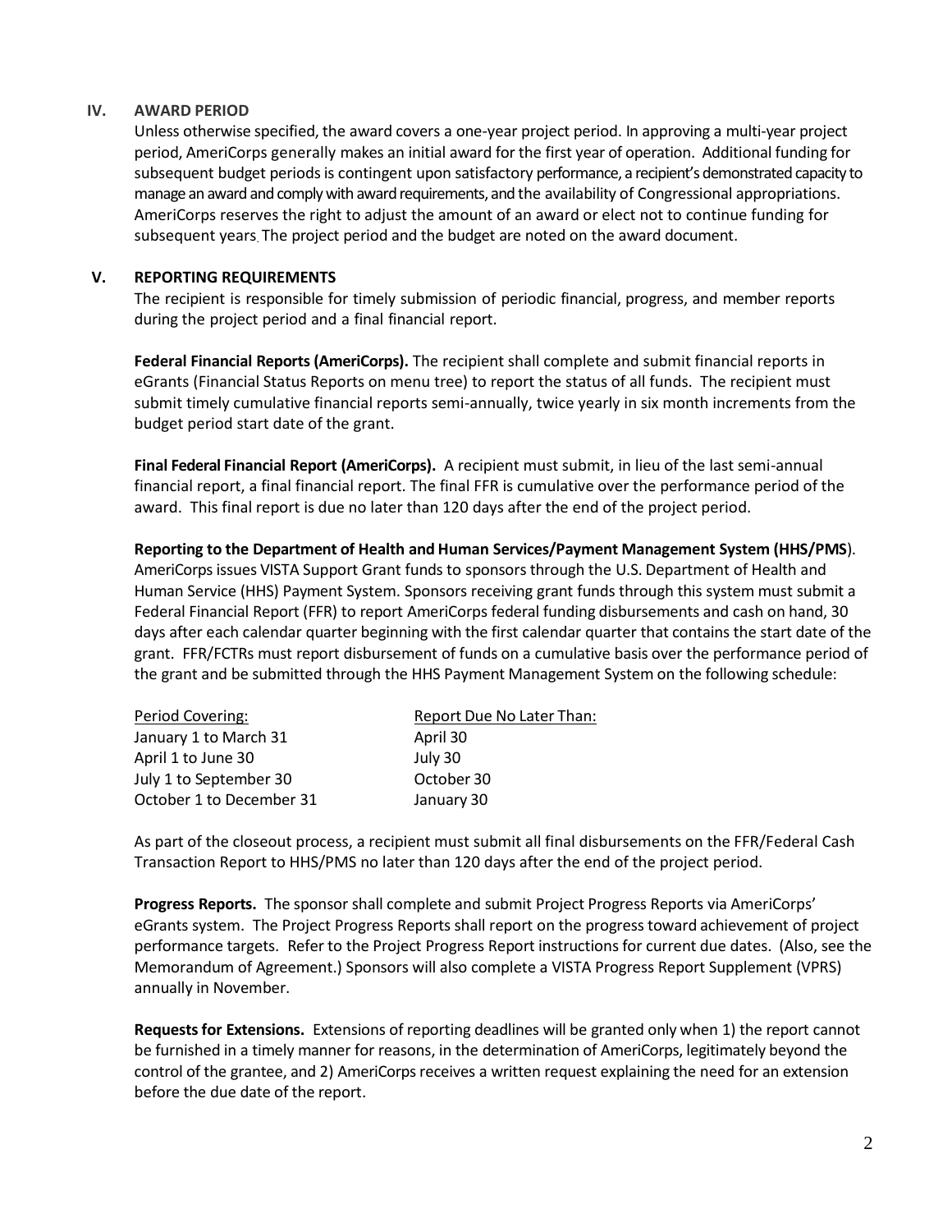## IV. AWARD PERIOD

Unless otherwise specified, the award covers a one-year project period. In approving a multi-year project period, AmeriCorps generally makes an initial award for the first year of operation. Additional funding for subsequent budget periods is contingent upon satisfactory performance, a recipient's demonstrated capacity to manage an award and comply with award requirements, and the availability of Congressional appropriations. AmeriCorps reserves the right to adjust the amount of an award or elect not to continue funding for subsequent years. The project period and the budget are noted on the award document.

## V. REPORTING REQUIREMENTS

The recipient is responsible for timely submission of periodic financial, progress, and member reports during the project period and a final financial report.

**Federal Financial Reports (AmeriCorps).** The recipient shall complete and submit financial reports in eGrants (Financial Status Reports on menu tree) to report the status of all funds. The recipient must submit timely cumulative financial reports semi-annually, twice yearly in six month increments from the budget period start date of the grant.

**Final Federal Financial Report (AmeriCorps).** A recipient must submit, in lieu of the last semi-annual financial report, a final financial report. The final FFR is cumulative over the performance period of the award. This final report is due no later than 120 days after the end of the project period.

**Reporting to the Department of Health and Human Services/Payment Management System (HHS/PMS**). AmeriCorps issues VISTA Support Grant funds to sponsors through the U.S. Department of Health and Human Service (HHS) Payment System. Sponsors receiving grant funds through this system must submit a Federal Financial Report (FFR) to report AmeriCorps federal funding disbursements and cash on hand, 30 days after each calendar quarter beginning with the first calendar quarter that contains the start date of the grant. FFR/FCTRs must report disbursement of funds on a cumulative basis over the performance period of the grant and be submitted through the HHS Payment Management System on the following schedule:

| Period Covering: | Report Due No Later Than: |
|---|---|
| January 1 to March 31 | April 30 |
| April 1 to June 30 | July 30 |
| July 1 to September 30 | October 30 |
| October 1 to December 31 | January 30 |

As part of the closeout process, a recipient must submit all final disbursements on the FFR/Federal Cash Transaction Report to HHS/PMS no later than 120 days after the end of the project period.

**Progress Reports.** The sponsor shall complete and submit Project Progress Reports via AmeriCorps' eGrants system. The Project Progress Reports shall report on the progress toward achievement of project performance targets. Refer to the Project Progress Report instructions for current due dates. (Also, see the Memorandum of Agreement.) Sponsors will also complete a VISTA Progress Report Supplement (VPRS) annually in November.

**Requests for Extensions.** Extensions of reporting deadlines will be granted only when 1) the report cannot be furnished in a timely manner for reasons, in the determination of AmeriCorps, legitimately beyond the control of the grantee, and 2) AmeriCorps receives a written request explaining the need for an extension before the due date of the report.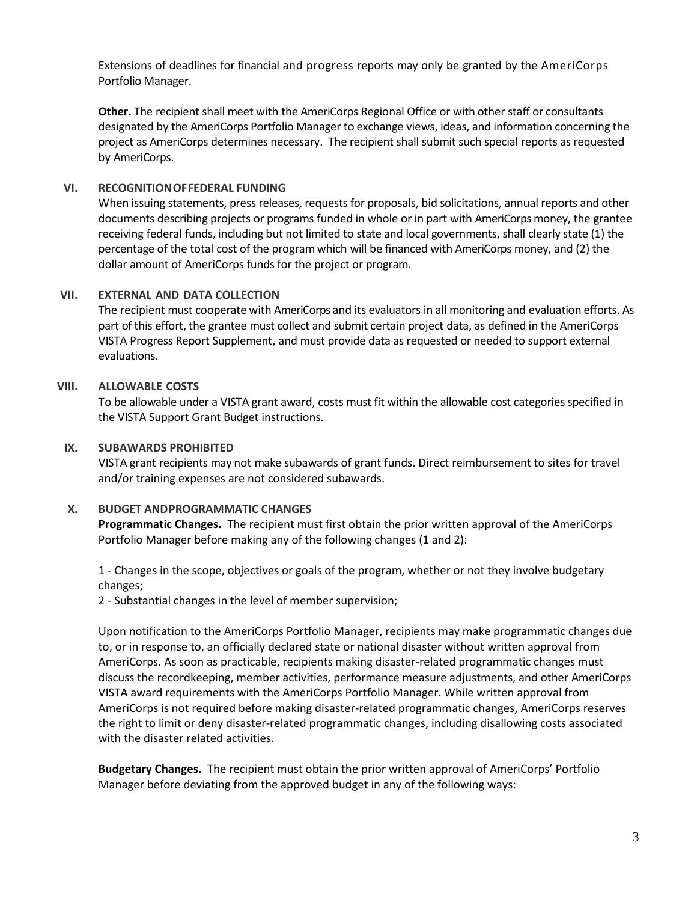Extensions of deadlines for financial and progress reports may only be granted by the AmeriCorps Portfolio Manager.

**Other.** The recipient shall meet with the AmeriCorps Regional Office or with other staff or consultants designated by the AmeriCorps Portfolio Manager to exchange views, ideas, and information concerning the project as AmeriCorps determines necessary. The recipient shall submit such special reports as requested by AmeriCorps.

## VI. RECOGNITION OF FEDERAL FUNDING

When issuing statements, press releases, requests for proposals, bid solicitations, annual reports and other documents describing projects or programs funded in whole or in part with AmeriCorps money, the grantee receiving federal funds, including but not limited to state and local governments, shall clearly state (1) the percentage of the total cost of the program which will be financed with AmeriCorps money, and (2) the dollar amount of AmeriCorps funds for the project or program.

## VII. EXTERNAL AND DATA COLLECTION

The recipient must cooperate with AmeriCorps and its evaluators in all monitoring and evaluation efforts. As part of this effort, the grantee must collect and submit certain project data, as defined in the AmeriCorps VISTA Progress Report Supplement, and must provide data as requested or needed to support external evaluations.

## VIII. ALLOWABLE COSTS

To be allowable under a VISTA grant award, costs must fit within the allowable cost categories specified in the VISTA Support Grant Budget instructions.

## IX. SUBAWARDS PROHIBITED

VISTA grant recipients may not make subawards of grant funds. Direct reimbursement to sites for travel and/or training expenses are not considered subawards.

## X. BUDGET AND PROGRAMMATIC CHANGES

**Programmatic Changes.** The recipient must first obtain the prior written approval of the AmeriCorps Portfolio Manager before making any of the following changes (1 and 2):

1 - Changes in the scope, objectives or goals of the program, whether or not they involve budgetary changes;
2 - Substantial changes in the level of member supervision;

Upon notification to the AmeriCorps Portfolio Manager, recipients may make programmatic changes due to, or in response to, an officially declared state or national disaster without written approval from AmeriCorps. As soon as practicable, recipients making disaster-related programmatic changes must discuss the recordkeeping, member activities, performance measure adjustments, and other AmeriCorps VISTA award requirements with the AmeriCorps Portfolio Manager. While written approval from AmeriCorps is not required before making disaster-related programmatic changes, AmeriCorps reserves the right to limit or deny disaster-related programmatic changes, including disallowing costs associated with the disaster related activities.

**Budgetary Changes.** The recipient must obtain the prior written approval of AmeriCorps' Portfolio Manager before deviating from the approved budget in any of the following ways: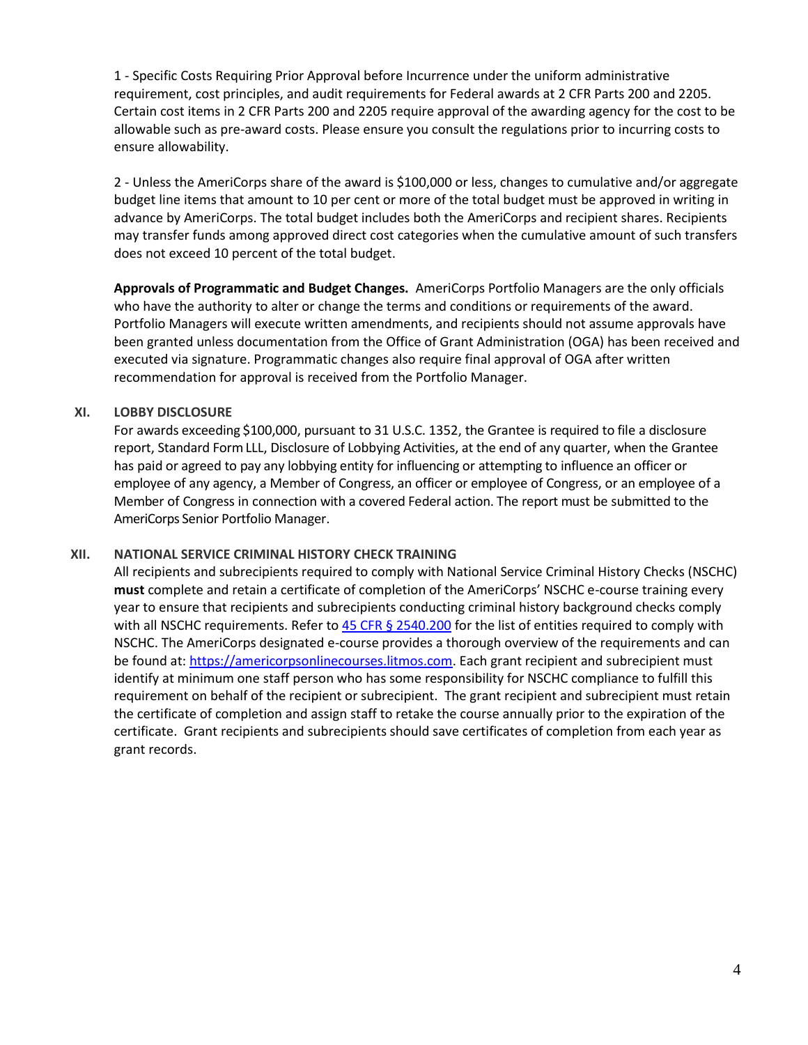1 - Specific Costs Requiring Prior Approval before Incurrence under the uniform administrative requirement, cost principles, and audit requirements for Federal awards at 2 CFR Parts 200 and 2205. Certain cost items in 2 CFR Parts 200 and 2205 require approval of the awarding agency for the cost to be allowable such as pre-award costs. Please ensure you consult the regulations prior to incurring costs to ensure allowability.

2 - Unless the AmeriCorps share of the award is $100,000 or less, changes to cumulative and/or aggregate budget line items that amount to 10 per cent or more of the total budget must be approved in writing in advance by AmeriCorps. The total budget includes both the AmeriCorps and recipient shares. Recipients may transfer funds among approved direct cost categories when the cumulative amount of such transfers does not exceed 10 percent of the total budget.

**Approvals of Programmatic and Budget Changes.** AmeriCorps Portfolio Managers are the only officials who have the authority to alter or change the terms and conditions or requirements of the award. Portfolio Managers will execute written amendments, and recipients should not assume approvals have been granted unless documentation from the Office of Grant Administration (OGA) has been received and executed via signature. Programmatic changes also require final approval of OGA after written recommendation for approval is received from the Portfolio Manager.

## XI. LOBBY DISCLOSURE

For awards exceeding $100,000, pursuant to 31 U.S.C. 1352, the Grantee is required to file a disclosure report, Standard Form LLL, Disclosure of Lobbying Activities, at the end of any quarter, when the Grantee has paid or agreed to pay any lobbying entity for influencing or attempting to influence an officer or employee of any agency, a Member of Congress, an officer or employee of Congress, or an employee of a Member of Congress in connection with a covered Federal action. The report must be submitted to the AmeriCorps Senior Portfolio Manager.

## XII. NATIONAL SERVICE CRIMINAL HISTORY CHECK TRAINING

All recipients and subrecipients required to comply with National Service Criminal History Checks (NSCHC) **must** complete and retain a certificate of completion of the AmeriCorps' NSCHC e-course training every year to ensure that recipients and subrecipients conducting criminal history background checks comply with all NSCHC requirements. Refer to [45 CFR § 2540.200](45 CFR § 2540.200) for the list of entities required to comply with NSCHC. The AmeriCorps designated e-course provides a thorough overview of the requirements and can be found at: [https://americorpsonlinecourses.litmos.com](https://americorpsonlinecourses.litmos.com). Each grant recipient and subrecipient must identify at minimum one staff person who has some responsibility for NSCHC compliance to fulfill this requirement on behalf of the recipient or subrecipient. The grant recipient and subrecipient must retain the certificate of completion and assign staff to retake the course annually prior to the expiration of the certificate. Grant recipients and subrecipients should save certificates of completion from each year as grant records.